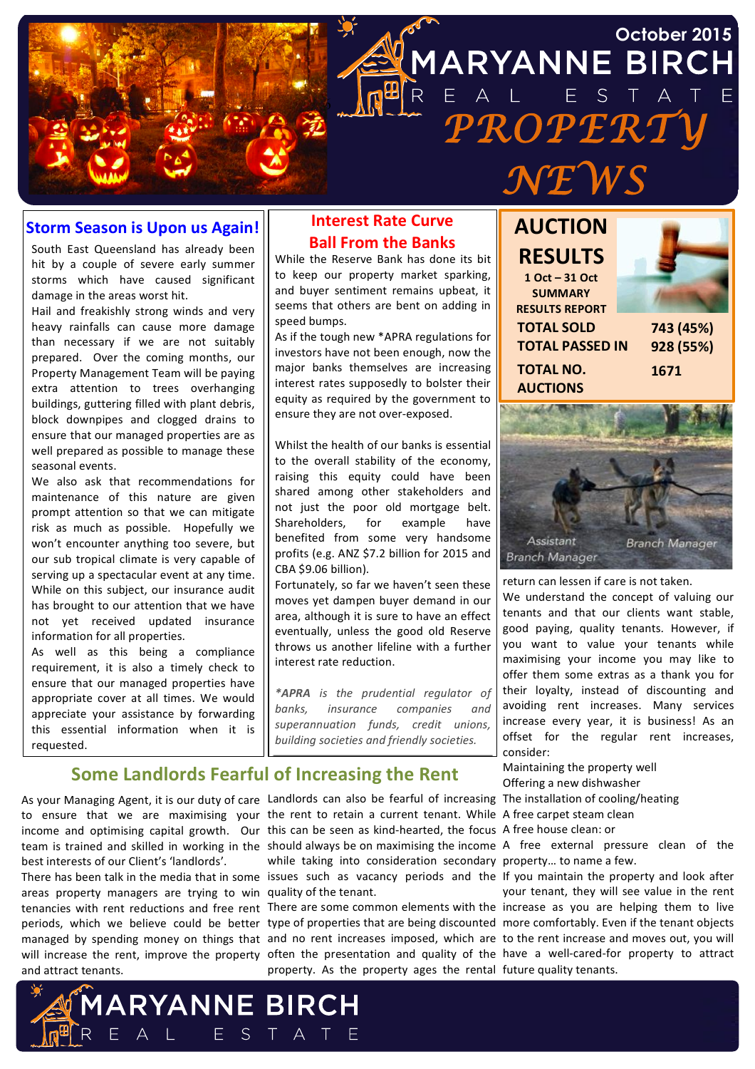# MARYANNE BIRCH REAL ESTATE PROPERTY NEWS

October 2015

## Storm Season is Upon us Again!

South East Queensland has already been hit by a couple of severe early summer storms which have caused significant damage in the areas worst hit.

Hail and freakishly strong winds and very heavy rainfalls can cause more damage than necessary if we are not suitably prepared. Over the coming months, our Property Management Team will be paying extra attention to trees overhanging buildings, guttering filled with plant debris, block downpipes and clogged drains to ensure that our managed properties are as well prepared as possible to manage these seasonal events.

We also ask that recommendations for maintenance of this nature are given prompt attention so that we can mitigate risk as much as possible. Hopefully we won't encounter anything too severe, but our sub tropical climate is very capable of serving up a spectacular event at any time. While on this subject, our insurance audit has brought to our attention that we have not yet received updated insurance information for all properties.

As well as this being a compliance requirement, it is also a timely check to ensure that our managed properties have appropriate cover at all times. We would appreciate your assistance by forwarding this essential information when it is requested.

## Interest Rate Curve Ball From the Banks

While the Reserve Bank has done its bit to keep our property market sparking, and buyer sentiment remains upbeat, it seems that others are bent on adding in speed bumps.

As if the tough new *APRA regulations for investors have not been enough, now the major banks themselves are increasing interest rates supposedly to bolster their equity as required by the government to ensure they are not over-exposed.

Whilst the health of our banks is essential to the overall stability of the economy, raising this equity could have been shared among other stakeholders and not just the poor old mortgage belt. Shareholders, for example have benefited from some very handsome profits (e.g. ANZ $7.2 billion for 2015 and CBA $9.06 billion).

Fortunately, so far we haven't seen these moves yet dampen buyer demand in our area, although it is sure to have an effect eventually, unless the good old Reserve throws us another lifeline with a further interest rate reduction.

*\*APRA is the prudential regulator of banks, insurance companies and superannuation funds, credit unions, building societies and friendly societies.*

## AUCTION RESULTS

1 Oct – 31 Oct
SUMMARY RESULTS REPORT

| | |
|---|---|
| TOTAL SOLD | 743 (45%) |
| TOTAL PASSED IN | 928 (55%) |
| TOTAL NO. AUCTIONS | 1671 |

Assistant Branch Manager — Branch Manager

## Some Landlords Fearful of Increasing the Rent

As your Managing Agent, it is our duty of care to ensure that we are maximising your income and optimising capital growth. Our team is trained and skilled in working in the best interests of our Client's 'landlords'.

There has been talk in the media that in some areas property managers are trying to win tenancies with rent reductions and free rent periods, which we believe could be better managed by spending money on things that will increase the rent, improve the property and attract tenants.

Landlords can also be fearful of increasing the rent to retain a current tenant. While this can be seen as kind-hearted, the focus should always be on maximising the income while taking into consideration secondary issues such as vacancy periods and the quality of the tenant.

There are some common elements with the type of properties that are being discounted and no rent increases imposed, which are often the presentation and quality of the property. As the property ages the rental return can lessen if care is not taken.

We understand the concept of valuing our tenants and that our clients want stable, good paying, quality tenants. However, if you want to value your tenants while maximising your income you may like to offer them some extras as a thank you for their loyalty, instead of discounting and avoiding rent increases. Many services increase every year, it is business! As an offset for the regular rent increases, consider:

Maintaining the property well
Offering a new dishwasher
The installation of cooling/heating
A free carpet steam clean
A free house clean: or
A free external pressure clean of the property… to name a few.

If you maintain the property and look after your tenant, they will see value in the rent increase as you are helping them to live more comfortably. Even if the tenant objects to the rent increase and moves out, you will have a well-cared-for property to attract future quality tenants.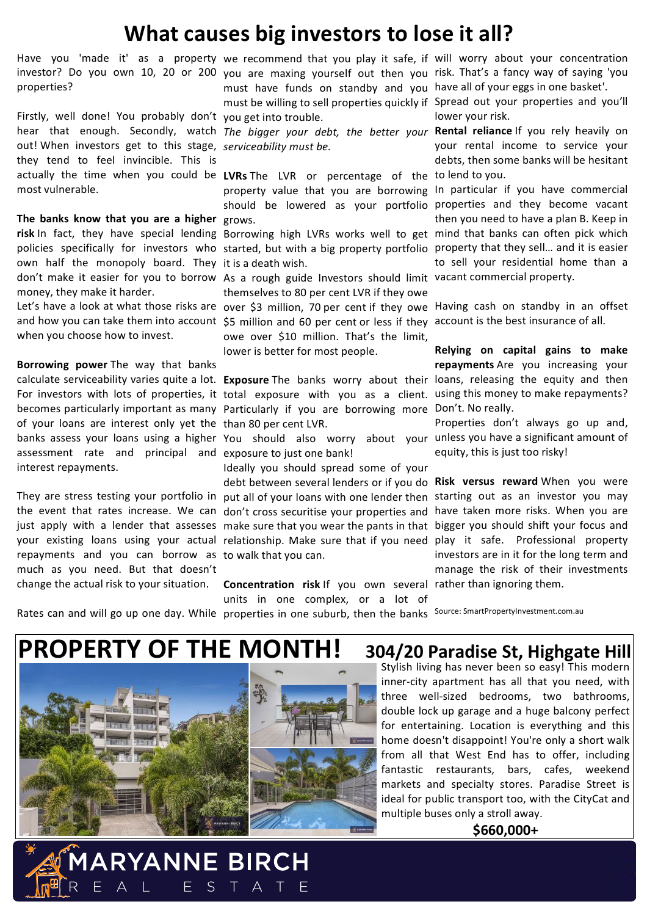# What causes big investors to lose it all?

Have you 'made it' as a property investor? Do you own 10, 20 or 200 properties?

Firstly, well done! You probably don't hear that enough. Secondly, watch out! When investors get to this stage, they tend to feel invincible. This is actually the time when you could be most vulnerable.

**The banks know that you are a higher risk** In fact, they have special lending policies specifically for investors who own half the monopoly board. They don't make it easier for you to borrow money, they make it harder.

Let's have a look at what those risks are and how you can take them into account when you choose how to invest.

**Borrowing power** The way that banks calculate serviceability varies quite a lot. For investors with lots of properties, it becomes particularly important as many of your loans are interest only yet the banks assess your loans using a higher assessment rate and principal and interest repayments.

They are stress testing your portfolio in the event that rates increase. We can just apply with a lender that assesses your existing loans using your actual repayments and you can borrow as much as you need. But that doesn't change the actual risk to your situation.

Rates can and will go up one day. While we recommend that you play it safe, if you are maxing yourself out then you must have funds on standby and you must be willing to sell properties quickly if you get into trouble.

*The bigger your debt, the better your serviceability must be.*

**LVRs** The LVR or percentage of the property value that you are borrowing should be lowered as your portfolio grows.

Borrowing high LVRs works well to get started, but with a big property portfolio it is a death wish.

As a rough guide Investors should limit themselves to 80 per cent LVR if they owe over $3 million, 70 per cent if they owe $5 million and 60 per cent or less if they owe over $10 million. That's the limit, lower is better for most people.

**Exposure** The banks worry about their total exposure with you as a client. Particularly if you are borrowing more than 80 per cent LVR.

You should also worry about your exposure to just one bank!

Ideally you should spread some of your debt between several lenders or if you do put all of your loans with one lender then don't cross securitise your properties and make sure that you wear the pants in that relationship. Make sure that if you need to walk that you can.

**Concentration risk** If you own several units in one complex, or a lot of properties in one suburb, then the banks will worry about your concentration risk. That's a fancy way of saying 'you have all of your eggs in one basket'.

Spread out your properties and you'll lower your risk.

**Rental reliance** If you rely heavily on your rental income to service your debts, then some banks will be hesitant to lend to you.

In particular if you have commercial properties and they become vacant then you need to have a plan B. Keep in mind that banks can often pick which property that they sell… and it is easier to sell your residential home than a vacant commercial property.

Having cash on standby in an offset account is the best insurance of all.

**Relying on capital gains to make repayments** Are you increasing your loans, releasing the equity and then using this money to make repayments? Don't. No really.

Properties don't always go up and, unless you have a significant amount of equity, this is just too risky!

**Risk versus reward** When you were starting out as an investor you may have taken more risks. When you are bigger you should shift your focus and play it safe. Professional property investors are in it for the long term and manage the risk of their investments rather than ignoring them.

Source: SmartPropertyInvestment.com.au

# PROPERTY OF THE MONTH!

## 304/20 Paradise St, Highgate Hill

Stylish living has never been so easy! This modern inner-city apartment has all that you need, with three well-sized bedrooms, two bathrooms, double lock up garage and a huge balcony perfect for entertaining. Location is everything and this home doesn't disappoint! You're only a short walk from all that West End has to offer, including fantastic restaurants, bars, cafes, weekend markets and specialty stores. Paradise Street is ideal for public transport too, with the CityCat and multiple buses only a stroll away.

**$660,000+**

MARYANNE BIRCH REAL ESTATE